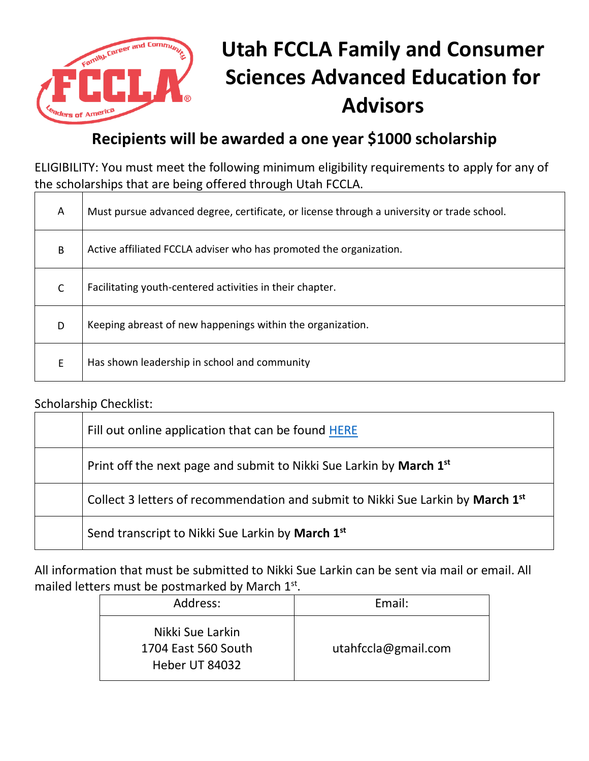# Utah FCCLA Family and Consumer Sciences Advanced Education for Advisors

## Recipients will be awarded a one year $1000 scholarship

ELIGIBILITY: You must meet the following minimum eligibility requirements to apply for any of the scholarships that are being offered through Utah FCCLA.

| | |
|---|---|
| A | Must pursue advanced degree, certificate, or license through a university or trade school. |
| B | Active affiliated FCCLA adviser who has promoted the organization. |
| C | Facilitating youth-centered activities in their chapter. |
| D | Keeping abreast of new happenings within the organization. |
| E | Has shown leadership in school and community |

Scholarship Checklist:

| | |
|---|---|
| | Fill out online application that can be found HERE |
| | Print off the next page and submit to Nikki Sue Larkin by **March 1st** |
| | Collect 3 letters of recommendation and submit to Nikki Sue Larkin by **March 1st** |
| | Send transcript to Nikki Sue Larkin by **March 1st** |

All information that must be submitted to Nikki Sue Larkin can be sent via mail or email. All mailed letters must be postmarked by March 1st.

| Address: | Email: |
|---|---|
| Nikki Sue Larkin<br>1704 East 560 South<br>Heber UT 84032 | utahfccla@gmail.com |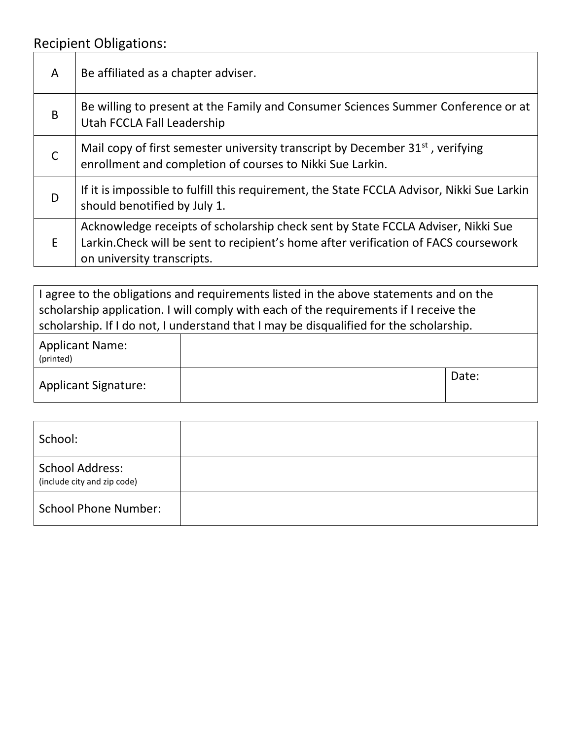Recipient Obligations:

| | |
|---|---|
| A | Be affiliated as a chapter adviser. |
| B | Be willing to present at the Family and Consumer Sciences Summer Conference or at Utah FCCLA Fall Leadership |
| C | Mail copy of first semester university transcript by December 31st , verifying enrollment and completion of courses to Nikki Sue Larkin. |
| D | If it is impossible to fulfill this requirement, the State FCCLA Advisor, Nikki Sue Larkin should benotified by July 1. |
| E | Acknowledge receipts of scholarship check sent by State FCCLA Adviser, Nikki Sue Larkin.Check will be sent to recipient's home after verification of FACS coursework on university transcripts. |

I agree to the obligations and requirements listed in the above statements and on the scholarship application. I will comply with each of the requirements if I receive the scholarship. If I do not, I understand that I may be disqualified for the scholarship.

| | | |
|---|---|---|
| Applicant Name: (printed) | | |
| Applicant Signature: | | Date: |

| | |
|---|---|
| School: | |
| School Address: (include city and zip code) | |
| School Phone Number: | |